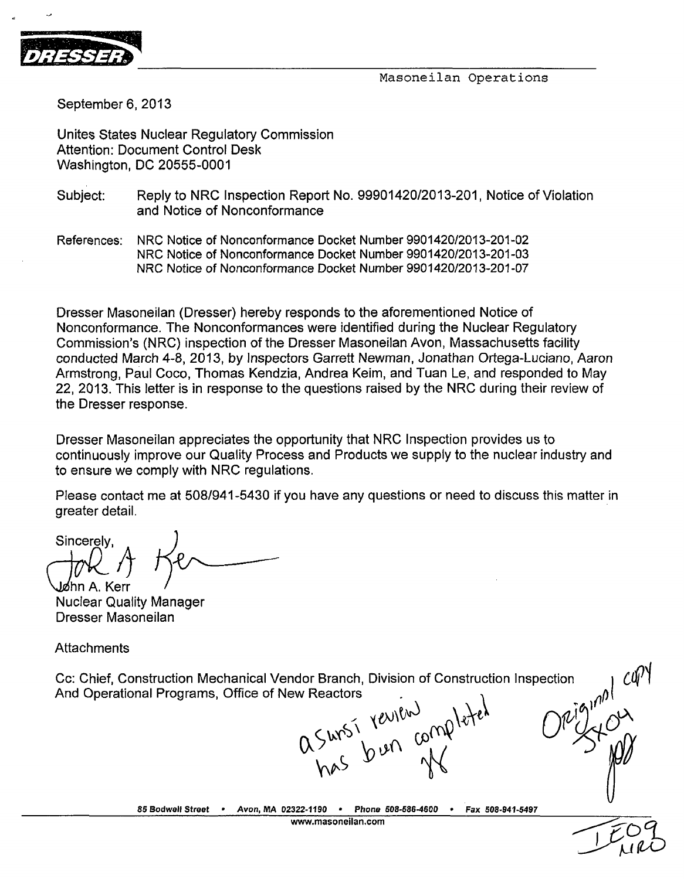DRESSER

Masoneilan Operations

September 6, 2013

Unites States Nuclear Regulatory Commission
Attention: Document Control Desk
Washington, DC 20555-0001

Subject: Reply to NRC Inspection Report No. 99901420/2013-201, Notice of Violation and Notice of Nonconformance

References: NRC Notice of Nonconformance Docket Number 9901420/2013-201-02
NRC Notice of Nonconformance Docket Number 9901420/2013-201-03
NRC Notice of Nonconformance Docket Number 9901420/2013-201-07

Dresser Masoneilan (Dresser) hereby responds to the aforementioned Notice of Nonconformance. The Nonconformances were identified during the Nuclear Regulatory Commission's (NRC) inspection of the Dresser Masoneilan Avon, Massachusetts facility conducted March 4-8, 2013, by Inspectors Garrett Newman, Jonathan Ortega-Luciano, Aaron Armstrong, Paul Coco, Thomas Kendzia, Andrea Keim, and Tuan Le, and responded to May 22, 2013. This letter is in response to the questions raised by the NRC during their review of the Dresser response.

Dresser Masoneilan appreciates the opportunity that NRC Inspection provides us to continuously improve our Quality Process and Products we supply to the nuclear industry and to ensure we comply with NRC regulations.

Please contact me at 508/941-5430 if you have any questions or need to discuss this matter in greater detail.

Sincerely,

John A. Kerr
Nuclear Quality Manager
Dresser Masoneilan

Attachments

Cc: Chief, Construction Mechanical Vendor Branch, Division of Construction Inspection And Operational Programs, Office of New Reactors

aSursi review has been completed

Original copy 5X04

IE09 NRO

85 Bodwell Street • Avon, MA 02322-1190 • Phone 508-586-4600 • Fax 508-941-5497
www.masoneilan.com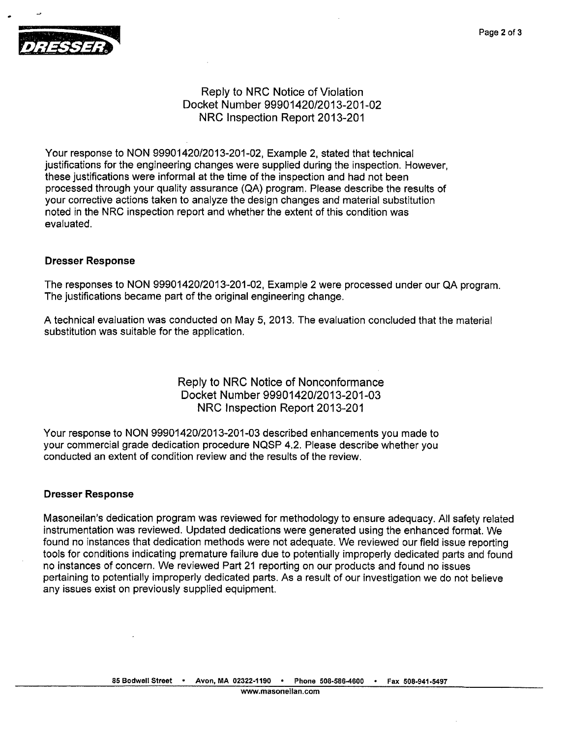## Reply to NRC Notice of Violation
## Docket Number 99901420/2013-201-02
## NRC Inspection Report 2013-201

Your response to NON 99901420/2013-201-02, Example 2, stated that technical justifications for the engineering changes were supplied during the inspection. However, these justifications were informal at the time of the inspection and had not been processed through your quality assurance (QA) program. Please describe the results of your corrective actions taken to analyze the design changes and material substitution noted in the NRC inspection report and whether the extent of this condition was evaluated.

**Dresser Response**

The responses to NON 99901420/2013-201-02, Example 2 were processed under our QA program. The justifications became part of the original engineering change.

A technical evaluation was conducted on May 5, 2013. The evaluation concluded that the material substitution was suitable for the application.

## Reply to NRC Notice of Nonconformance
## Docket Number 99901420/2013-201-03
## NRC Inspection Report 2013-201

Your response to NON 99901420/2013-201-03 described enhancements you made to your commercial grade dedication procedure NQSP 4.2. Please describe whether you conducted an extent of condition review and the results of the review.

**Dresser Response**

Masoneilan's dedication program was reviewed for methodology to ensure adequacy. All safety related instrumentation was reviewed. Updated dedications were generated using the enhanced format. We found no instances that dedication methods were not adequate. We reviewed our field issue reporting tools for conditions indicating premature failure due to potentially improperly dedicated parts and found no instances of concern. We reviewed Part 21 reporting on our products and found no issues pertaining to potentially improperly dedicated parts. As a result of our investigation we do not believe any issues exist on previously supplied equipment.

85 Bodwell Street • Avon, MA 02322-1190 • Phone 508-586-4600 • Fax 508-941-5497
www.masoneilan.com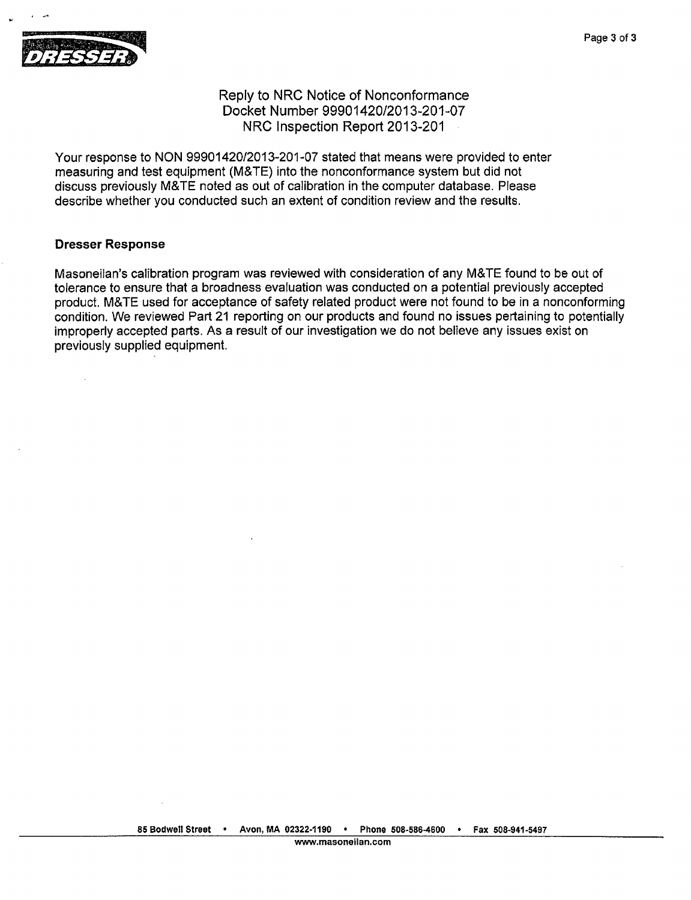Reply to NRC Notice of Nonconformance
Docket Number 99901420/2013-201-07
NRC Inspection Report 2013-201

Your response to NON 99901420/2013-201-07 stated that means were provided to enter measuring and test equipment (M&TE) into the nonconformance system but did not discuss previously M&TE noted as out of calibration in the computer database. Please describe whether you conducted such an extent of condition review and the results.

**Dresser Response**

Masoneilan's calibration program was reviewed with consideration of any M&TE found to be out of tolerance to ensure that a broadness evaluation was conducted on a potential previously accepted product. M&TE used for acceptance of safety related product were not found to be in a nonconforming condition. We reviewed Part 21 reporting on our products and found no issues pertaining to potentially improperly accepted parts. As a result of our investigation we do not believe any issues exist on previously supplied equipment.

85 Bodwell Street • Avon, MA 02322-1190 • Phone 508-586-4600 • Fax 508-941-5497
www.masoneilan.com